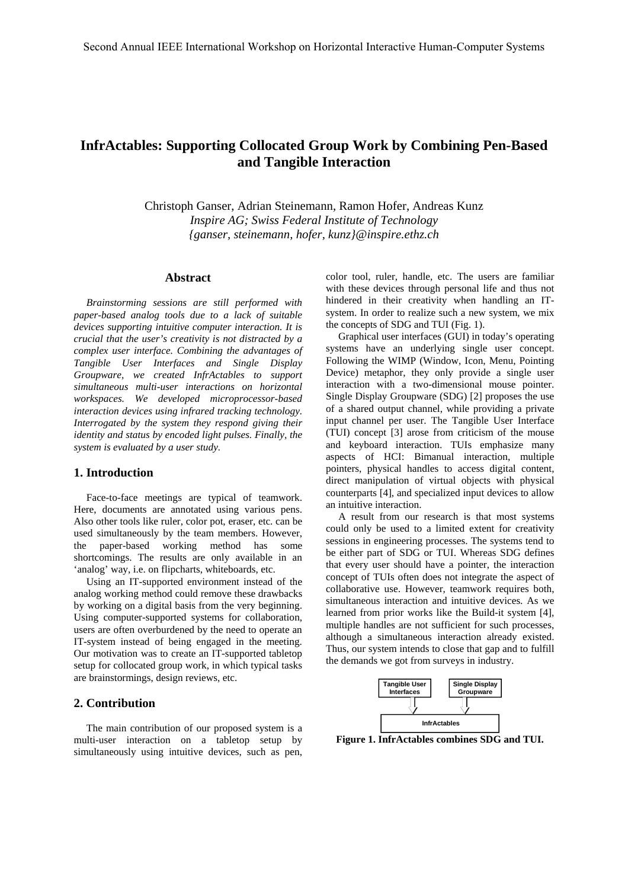# InfrActables: Supporting Collocated Group Work by Combining Pen-Based and Tangible Interaction

Christoph Ganser, Adrian Steinemann, Ramon Hofer, Andreas Kunz
*Inspire AG; Swiss Federal Institute of Technology*
*{ganser, steinemann, hofer, kunz}@inspire.ethz.ch*

## Abstract

*Brainstorming sessions are still performed with paper-based analog tools due to a lack of suitable devices supporting intuitive computer interaction. It is crucial that the user's creativity is not distracted by a complex user interface. Combining the advantages of Tangible User Interfaces and Single Display Groupware, we created InfrActables to support simultaneous multi-user interactions on horizontal workspaces. We developed microprocessor-based interaction devices using infrared tracking technology. Interrogated by the system they respond giving their identity and status by encoded light pulses. Finally, the system is evaluated by a user study.*

## 1. Introduction

Face-to-face meetings are typical of teamwork. Here, documents are annotated using various pens. Also other tools like ruler, color pot, eraser, etc. can be used simultaneously by the team members. However, the paper-based working method has some shortcomings. The results are only available in an 'analog' way, i.e. on flipcharts, whiteboards, etc.

Using an IT-supported environment instead of the analog working method could remove these drawbacks by working on a digital basis from the very beginning. Using computer-supported systems for collaboration, users are often overburdened by the need to operate an IT-system instead of being engaged in the meeting. Our motivation was to create an IT-supported tabletop setup for collocated group work, in which typical tasks are brainstormings, design reviews, etc.

## 2. Contribution

The main contribution of our proposed system is a multi-user interaction on a tabletop setup by simultaneously using intuitive devices, such as pen, color tool, ruler, handle, etc. The users are familiar with these devices through personal life and thus not hindered in their creativity when handling an IT-system. In order to realize such a new system, we mix the concepts of SDG and TUI (Fig. 1).

Graphical user interfaces (GUI) in today's operating systems have an underlying single user concept. Following the WIMP (Window, Icon, Menu, Pointing Device) metaphor, they only provide a single user interaction with a two-dimensional mouse pointer. Single Display Groupware (SDG) [2] proposes the use of a shared output channel, while providing a private input channel per user. The Tangible User Interface (TUI) concept [3] arose from criticism of the mouse and keyboard interaction. TUIs emphasize many aspects of HCI: Bimanual interaction, multiple pointers, physical handles to access digital content, direct manipulation of virtual objects with physical counterparts [4], and specialized input devices to allow an intuitive interaction.

A result from our research is that most systems could only be used to a limited extent for creativity sessions in engineering processes. The systems tend to be either part of SDG or TUI. Whereas SDG defines that every user should have a pointer, the interaction concept of TUIs often does not integrate the aspect of collaborative use. However, teamwork requires both, simultaneous interaction and intuitive devices. As we learned from prior works like the Build-it system [4], multiple handles are not sufficient for such processes, although a simultaneous interaction already existed. Thus, our system intends to close that gap and to fulfill the demands we got from surveys in industry.

Tangible User Interfaces → InfrActables ← Single Display Groupware

**Figure 1. InfrActables combines SDG and TUI.**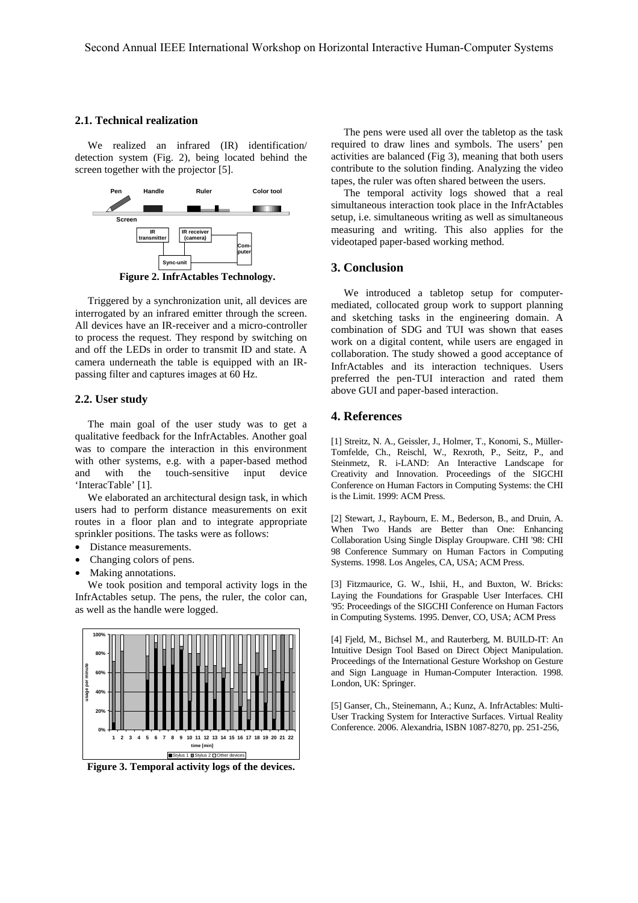### 2.1. Technical realization

We realized an infrared (IR) identification/ detection system (Fig. 2), being located behind the screen together with the projector [5].

Pen
Handle
Ruler
Color tool
Screen
IR transmitter
IR receiver (camera)
Computer
Sync-unit

**Figure 2. InfrActables Technology.**

Triggered by a synchronization unit, all devices are interrogated by an infrared emitter through the screen. All devices have an IR-receiver and a micro-controller to process the request. They respond by switching on and off the LEDs in order to transmit ID and state. A camera underneath the table is equipped with an IR-passing filter and captures images at 60 Hz.

### 2.2. User study

The main goal of the user study was to get a qualitative feedback for the InfrActables. Another goal was to compare the interaction in this environment with other systems, e.g. with a paper-based method and with the touch-sensitive input device 'InteracTable' [1].

We elaborated an architectural design task, in which users had to perform distance measurements on exit routes in a floor plan and to integrate appropriate sprinkler positions. The tasks were as follows:

- Distance measurements.
- Changing colors of pens.
- Making annotations.

We took position and temporal activity logs in the InfrActables setup. The pens, the ruler, the color can, as well as the handle were logged.

100%
80%
60%
40%
20%
0%
usage per minute
1 2 3 4 5 6 7 8 9 10 11 12 13 14 15 16 17 18 19 20 21 22
time [min]
Stylus 1 Stylus 2 Other devices

**Figure 3. Temporal activity logs of the devices.**

The pens were used all over the tabletop as the task required to draw lines and symbols. The users' pen activities are balanced (Fig 3), meaning that both users contribute to the solution finding. Analyzing the video tapes, the ruler was often shared between the users.

The temporal activity logs showed that a real simultaneous interaction took place in the InfrActables setup, i.e. simultaneous writing as well as simultaneous measuring and writing. This also applies for the videotaped paper-based working method.

## 3. Conclusion

We introduced a tabletop setup for computer-mediated, collocated group work to support planning and sketching tasks in the engineering domain. A combination of SDG and TUI was shown that eases work on a digital content, while users are engaged in collaboration. The study showed a good acceptance of InfrActables and its interaction techniques. Users preferred the pen-TUI interaction and rated them above GUI and paper-based interaction.

## 4. References

[1] Streitz, N. A., Geissler, J., Holmer, T., Konomi, S., Müller-Tomfelde, Ch., Reischl, W., Rexroth, P., Seitz, P., and Steinmetz, R. i-LAND: An Interactive Landscape for Creativity and Innovation. Proceedings of the SIGCHI Conference on Human Factors in Computing Systems: the CHI is the Limit. 1999: ACM Press.

[2] Stewart, J., Raybourn, E. M., Bederson, B., and Druin, A. When Two Hands are Better than One: Enhancing Collaboration Using Single Display Groupware. CHI '98: CHI 98 Conference Summary on Human Factors in Computing Systems. 1998. Los Angeles, CA, USA; ACM Press.

[3] Fitzmaurice, G. W., Ishii, H., and Buxton, W. Bricks: Laying the Foundations for Graspable User Interfaces. CHI '95: Proceedings of the SIGCHI Conference on Human Factors in Computing Systems. 1995. Denver, CO, USA; ACM Press

[4] Fjeld, M., Bichsel M., and Rauterberg, M. BUILD-IT: An Intuitive Design Tool Based on Direct Object Manipulation. Proceedings of the International Gesture Workshop on Gesture and Sign Language in Human-Computer Interaction. 1998. London, UK: Springer.

[5] Ganser, Ch., Steinemann, A.; Kunz, A. InfrActables: Multi-User Tracking System for Interactive Surfaces. Virtual Reality Conference. 2006. Alexandria, ISBN 1087-8270, pp. 251-256,